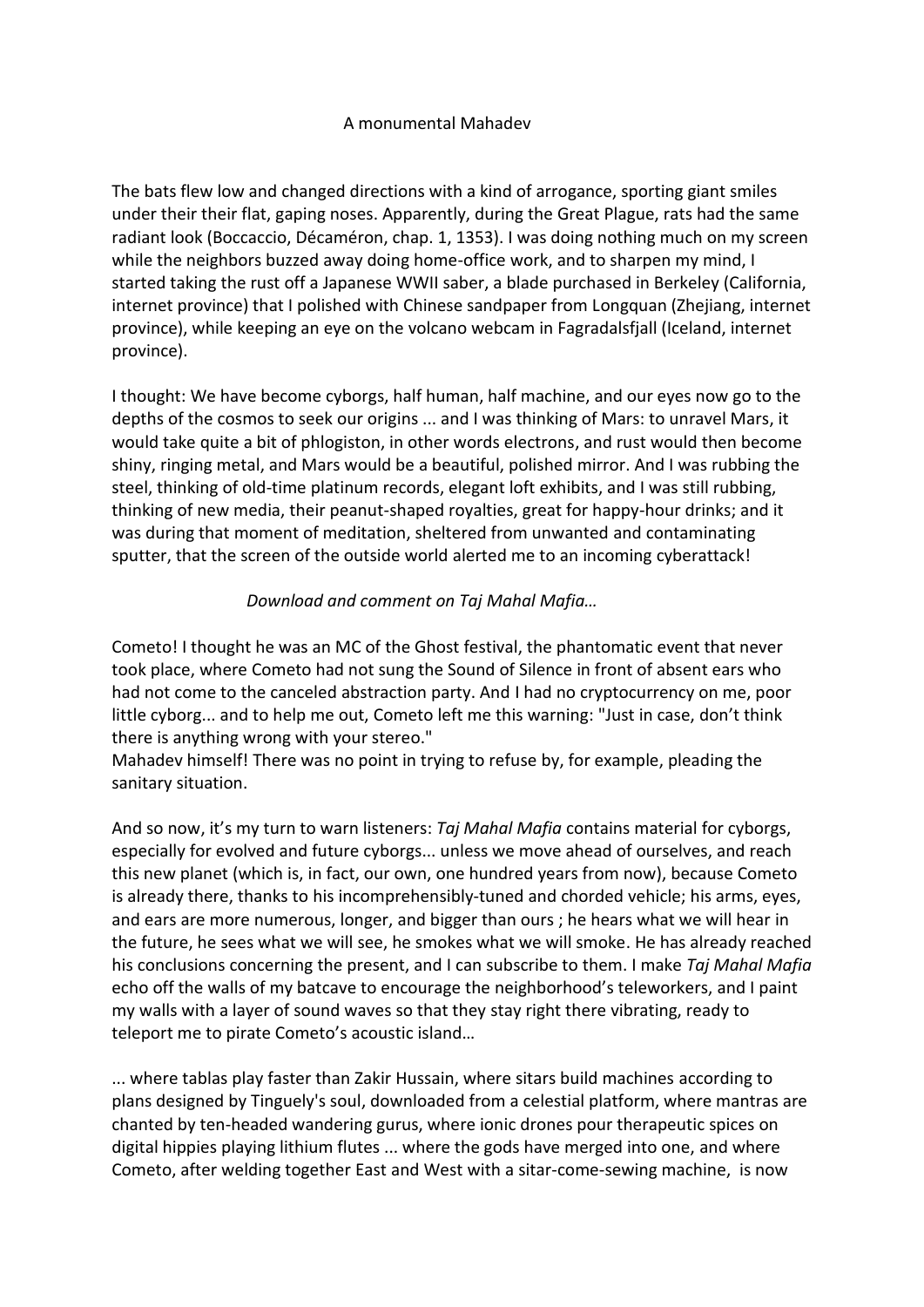# A monumental Mahadev

The bats flew low and changed directions with a kind of arrogance, sporting giant smiles under their their flat, gaping noses. Apparently, during the Great Plague, rats had the same radiant look (Boccaccio, Décaméron, chap. 1, 1353). I was doing nothing much on my screen while the neighbors buzzed away doing home-office work, and to sharpen my mind, I started taking the rust off a Japanese WWII saber, a blade purchased in Berkeley (California, internet province) that I polished with Chinese sandpaper from Longquan (Zhejiang, internet province), while keeping an eye on the volcano webcam in Fagradalsfjall (Iceland, internet province).

I thought: We have become cyborgs, half human, half machine, and our eyes now go to the depths of the cosmos to seek our origins ... and I was thinking of Mars: to unravel Mars, it would take quite a bit of phlogiston, in other words electrons, and rust would then become shiny, ringing metal, and Mars would be a beautiful, polished mirror. And I was rubbing the steel, thinking of old-time platinum records, elegant loft exhibits, and I was still rubbing, thinking of new media, their peanut-shaped royalties, great for happy-hour drinks; and it was during that moment of meditation, sheltered from unwanted and contaminating sputter, that the screen of the outside world alerted me to an incoming cyberattack!

*Download and comment on Taj Mahal Mafia…*

Cometo! I thought he was an MC of the Ghost festival, the phantomatic event that never took place, where Cometo had not sung the Sound of Silence in front of absent ears who had not come to the canceled abstraction party. And I had no cryptocurrency on me, poor little cyborg... and to help me out, Cometo left me this warning: "Just in case, don't think there is anything wrong with your stereo."
Mahadev himself! There was no point in trying to refuse by, for example, pleading the sanitary situation.

And so now, it's my turn to warn listeners: *Taj Mahal Mafia* contains material for cyborgs, especially for evolved and future cyborgs... unless we move ahead of ourselves, and reach this new planet (which is, in fact, our own, one hundred years from now), because Cometo is already there, thanks to his incomprehensibly-tuned and chorded vehicle; his arms, eyes, and ears are more numerous, longer, and bigger than ours ; he hears what we will hear in the future, he sees what we will see, he smokes what we will smoke. He has already reached his conclusions concerning the present, and I can subscribe to them. I make *Taj Mahal Mafia* echo off the walls of my batcave to encourage the neighborhood's teleworkers, and I paint my walls with a layer of sound waves so that they stay right there vibrating, ready to teleport me to pirate Cometo's acoustic island…

... where tablas play faster than Zakir Hussain, where sitars build machines according to plans designed by Tinguely's soul, downloaded from a celestial platform, where mantras are chanted by ten-headed wandering gurus, where ionic drones pour therapeutic spices on digital hippies playing lithium flutes ... where the gods have merged into one, and where Cometo, after welding together East and West with a sitar-come-sewing machine, is now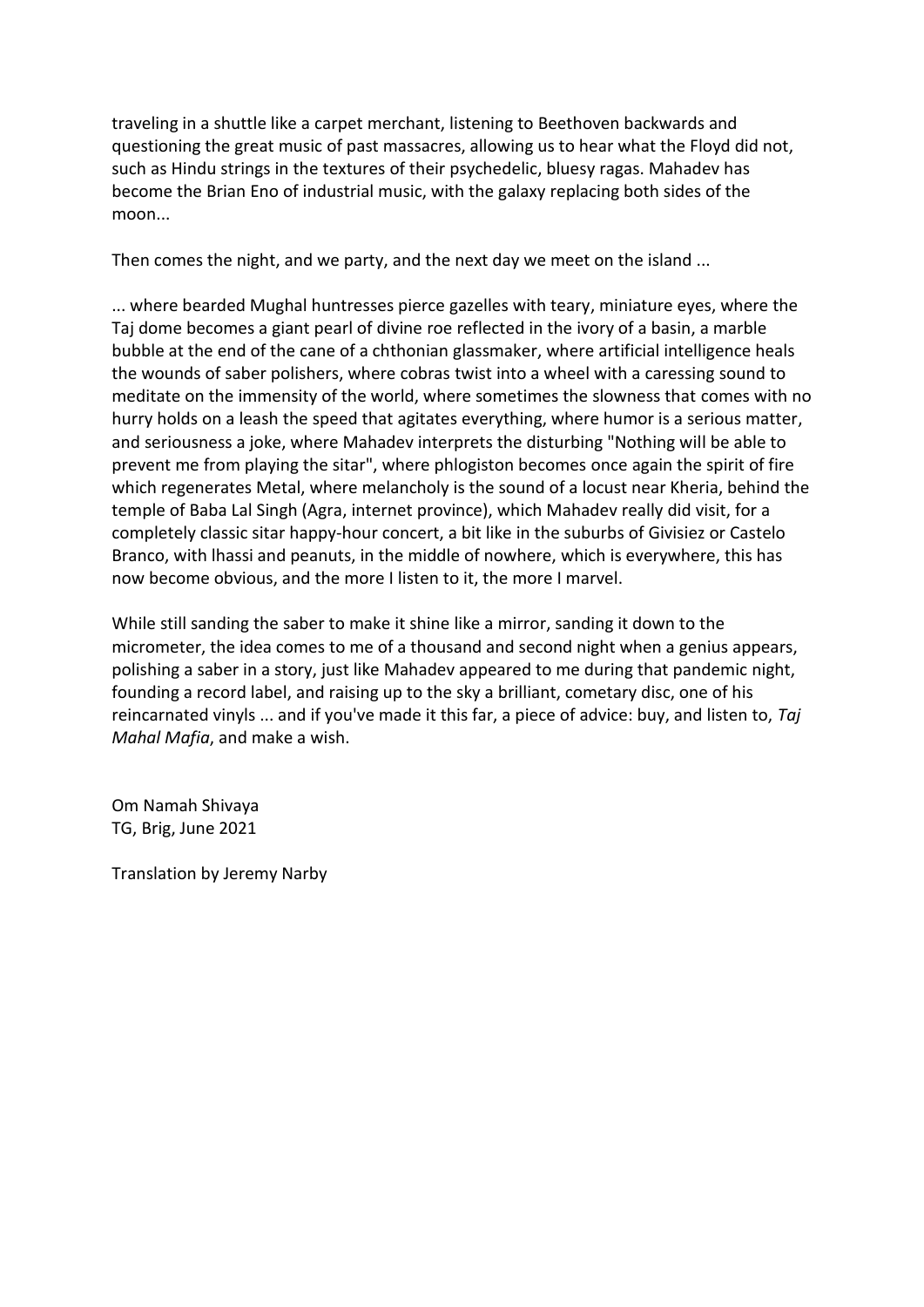traveling in a shuttle like a carpet merchant, listening to Beethoven backwards and questioning the great music of past massacres, allowing us to hear what the Floyd did not, such as Hindu strings in the textures of their psychedelic, bluesy ragas. Mahadev has become the Brian Eno of industrial music, with the galaxy replacing both sides of the moon...

Then comes the night, and we party, and the next day we meet on the island ...

... where bearded Mughal huntresses pierce gazelles with teary, miniature eyes, where the Taj dome becomes a giant pearl of divine roe reflected in the ivory of a basin, a marble bubble at the end of the cane of a chthonian glassmaker, where artificial intelligence heals the wounds of saber polishers, where cobras twist into a wheel with a caressing sound to meditate on the immensity of the world, where sometimes the slowness that comes with no hurry holds on a leash the speed that agitates everything, where humor is a serious matter, and seriousness a joke, where Mahadev interprets the disturbing "Nothing will be able to prevent me from playing the sitar", where phlogiston becomes once again the spirit of fire which regenerates Metal, where melancholy is the sound of a locust near Kheria, behind the temple of Baba Lal Singh (Agra, internet province), which Mahadev really did visit, for a completely classic sitar happy-hour concert, a bit like in the suburbs of Givisiez or Castelo Branco, with lhassi and peanuts, in the middle of nowhere, which is everywhere, this has now become obvious, and the more I listen to it, the more I marvel.

While still sanding the saber to make it shine like a mirror, sanding it down to the micrometer, the idea comes to me of a thousand and second night when a genius appears, polishing a saber in a story, just like Mahadev appeared to me during that pandemic night, founding a record label, and raising up to the sky a brilliant, cometary disc, one of his reincarnated vinyls ... and if you've made it this far, a piece of advice: buy, and listen to, *Taj Mahal Mafia*, and make a wish.

Om Namah Shivaya
TG, Brig, June 2021

Translation by Jeremy Narby